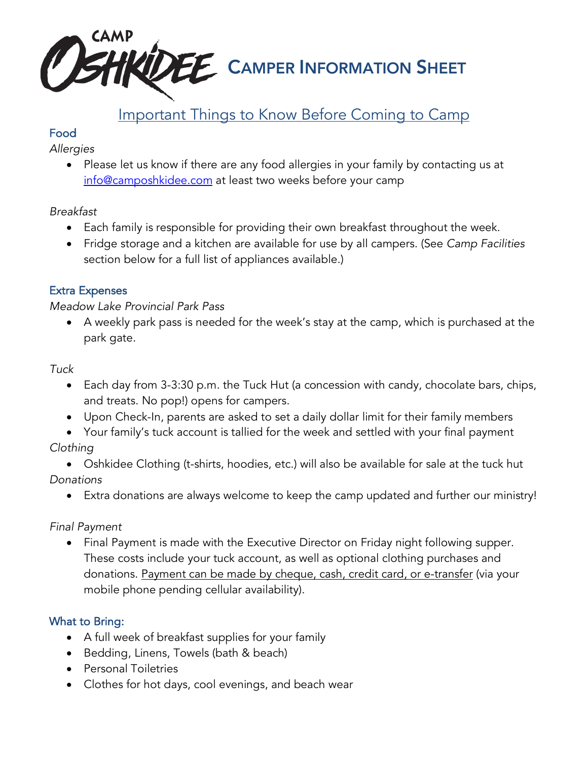# CAMP OSHKIDEE CAMPER INFORMATION SHEET

## Important Things to Know Before Coming to Camp

### Food

*Allergies*

- Please let us know if there are any food allergies in your family by contacting us at info@camposhkidee.com at least two weeks before your camp

*Breakfast*

- Each family is responsible for providing their own breakfast throughout the week.
- Fridge storage and a kitchen are available for use by all campers. (See *Camp Facilities* section below for a full list of appliances available.)

### Extra Expenses

*Meadow Lake Provincial Park Pass*

- A weekly park pass is needed for the week's stay at the camp, which is purchased at the park gate.

*Tuck*

- Each day from 3-3:30 p.m. the Tuck Hut (a concession with candy, chocolate bars, chips, and treats. No pop!) opens for campers.
- Upon Check-In, parents are asked to set a daily dollar limit for their family members
- Your family's tuck account is tallied for the week and settled with your final payment

*Clothing*

- Oshkidee Clothing (t-shirts, hoodies, etc.) will also be available for sale at the tuck hut

*Donations*

- Extra donations are always welcome to keep the camp updated and further our ministry!

*Final Payment*

- Final Payment is made with the Executive Director on Friday night following supper. These costs include your tuck account, as well as optional clothing purchases and donations. Payment can be made by cheque, cash, credit card, or e-transfer (via your mobile phone pending cellular availability).

### What to Bring:

- A full week of breakfast supplies for your family
- Bedding, Linens, Towels (bath & beach)
- Personal Toiletries
- Clothes for hot days, cool evenings, and beach wear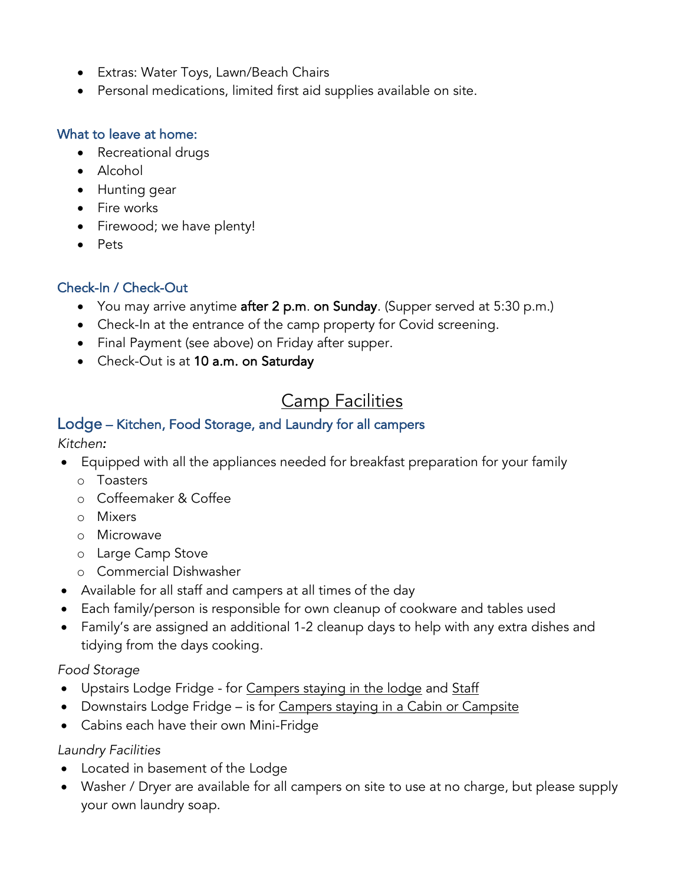- Extras: Water Toys, Lawn/Beach Chairs
- Personal medications, limited first aid supplies available on site.

### What to leave at home:

- Recreational drugs
- Alcohol
- Hunting gear
- Fire works
- Firewood; we have plenty!
- Pets

### Check-In / Check-Out

- You may arrive anytime **after 2 p.m. on Sunday**. (Supper served at 5:30 p.m.)
- Check-In at the entrance of the camp property for Covid screening.
- Final Payment (see above) on Friday after supper.
- Check-Out is at **10 a.m. on Saturday**

## Camp Facilities

### Lodge – Kitchen, Food Storage, and Laundry for all campers

*Kitchen:*

- Equipped with all the appliances needed for breakfast preparation for your family
  - Toasters
  - Coffeemaker & Coffee
  - Mixers
  - Microwave
  - Large Camp Stove
  - Commercial Dishwasher
- Available for all staff and campers at all times of the day
- Each family/person is responsible for own cleanup of cookware and tables used
- Family's are assigned an additional 1-2 cleanup days to help with any extra dishes and tidying from the days cooking.

*Food Storage*

- Upstairs Lodge Fridge - for Campers staying in the lodge and Staff
- Downstairs Lodge Fridge – is for Campers staying in a Cabin or Campsite
- Cabins each have their own Mini-Fridge

*Laundry Facilities*

- Located in basement of the Lodge
- Washer / Dryer are available for all campers on site to use at no charge, but please supply your own laundry soap.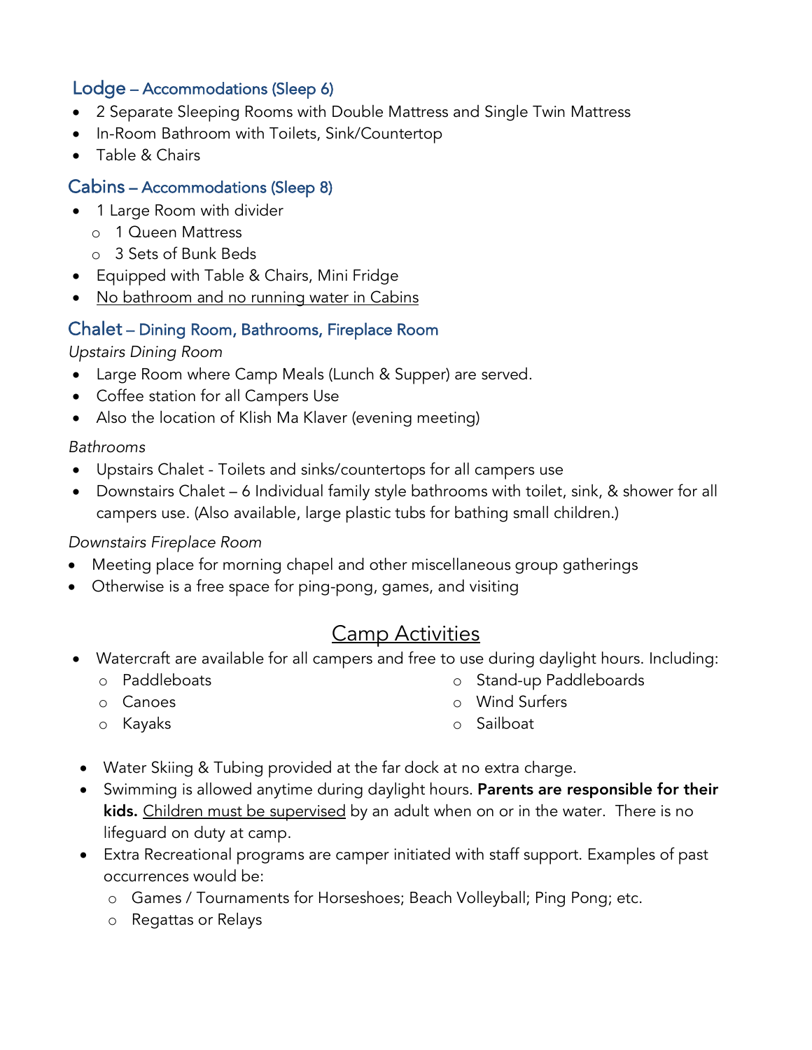## Lodge – Accommodations (Sleep 6)

- 2 Separate Sleeping Rooms with Double Mattress and Single Twin Mattress
- In-Room Bathroom with Toilets, Sink/Countertop
- Table & Chairs

## Cabins – Accommodations (Sleep 8)

- 1 Large Room with divider
  - 1 Queen Mattress
  - 3 Sets of Bunk Beds
- Equipped with Table & Chairs, Mini Fridge
- <u>No bathroom and no running water in Cabins</u>

## Chalet – Dining Room, Bathrooms, Fireplace Room

*Upstairs Dining Room*

- Large Room where Camp Meals (Lunch & Supper) are served.
- Coffee station for all Campers Use
- Also the location of Klish Ma Klaver (evening meeting)

*Bathrooms*

- Upstairs Chalet - Toilets and sinks/countertops for all campers use
- Downstairs Chalet – 6 Individual family style bathrooms with toilet, sink, & shower for all campers use. (Also available, large plastic tubs for bathing small children.)

*Downstairs Fireplace Room*

- Meeting place for morning chapel and other miscellaneous group gatherings
- Otherwise is a free space for ping-pong, games, and visiting

# <u>Camp Activities</u>

- Watercraft are available for all campers and free to use during daylight hours. Including:
  - Paddleboats
  - Canoes
  - Kayaks
  - Stand-up Paddleboards
  - Wind Surfers
  - Sailboat
- Water Skiing & Tubing provided at the far dock at no extra charge.
- Swimming is allowed anytime during daylight hours. **Parents are responsible for their kids.** <u>Children must be supervised</u> by an adult when on or in the water. There is no lifeguard on duty at camp.
- Extra Recreational programs are camper initiated with staff support. Examples of past occurrences would be:
  - Games / Tournaments for Horseshoes; Beach Volleyball; Ping Pong; etc.
  - Regattas or Relays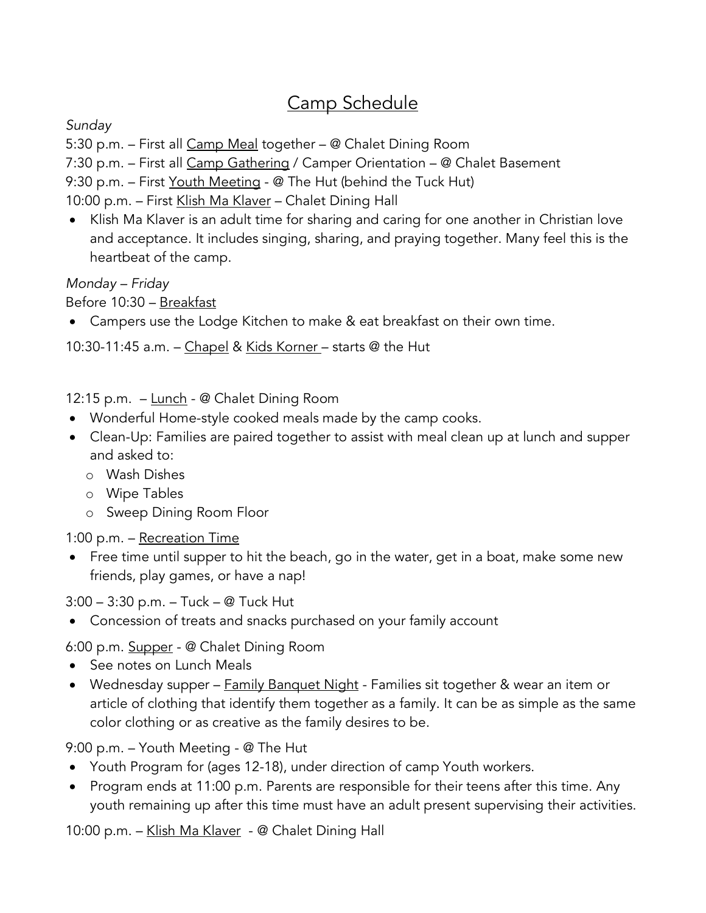# Camp Schedule

*Sunday*

5:30 p.m. – First all Camp Meal together – @ Chalet Dining Room

7:30 p.m. – First all Camp Gathering / Camper Orientation – @ Chalet Basement

9:30 p.m. – First Youth Meeting - @ The Hut (behind the Tuck Hut)

10:00 p.m. – First Klish Ma Klaver – Chalet Dining Hall

- Klish Ma Klaver is an adult time for sharing and caring for one another in Christian love and acceptance. It includes singing, sharing, and praying together. Many feel this is the heartbeat of the camp.

*Monday – Friday*

Before 10:30 – Breakfast

- Campers use the Lodge Kitchen to make & eat breakfast on their own time.

10:30-11:45 a.m. – Chapel & Kids Korner – starts @ the Hut

12:15 p.m. – Lunch - @ Chalet Dining Room

- Wonderful Home-style cooked meals made by the camp cooks.
- Clean-Up: Families are paired together to assist with meal clean up at lunch and supper and asked to:
  - Wash Dishes
  - Wipe Tables
  - Sweep Dining Room Floor

1:00 p.m. – Recreation Time

- Free time until supper to hit the beach, go in the water, get in a boat, make some new friends, play games, or have a nap!

3:00 – 3:30 p.m. – Tuck – @ Tuck Hut

- Concession of treats and snacks purchased on your family account

6:00 p.m. Supper - @ Chalet Dining Room

- See notes on Lunch Meals
- Wednesday supper – Family Banquet Night - Families sit together & wear an item or article of clothing that identify them together as a family. It can be as simple as the same color clothing or as creative as the family desires to be.

9:00 p.m. – Youth Meeting - @ The Hut

- Youth Program for (ages 12-18), under direction of camp Youth workers.
- Program ends at 11:00 p.m. Parents are responsible for their teens after this time. Any youth remaining up after this time must have an adult present supervising their activities.

10:00 p.m. – Klish Ma Klaver - @ Chalet Dining Hall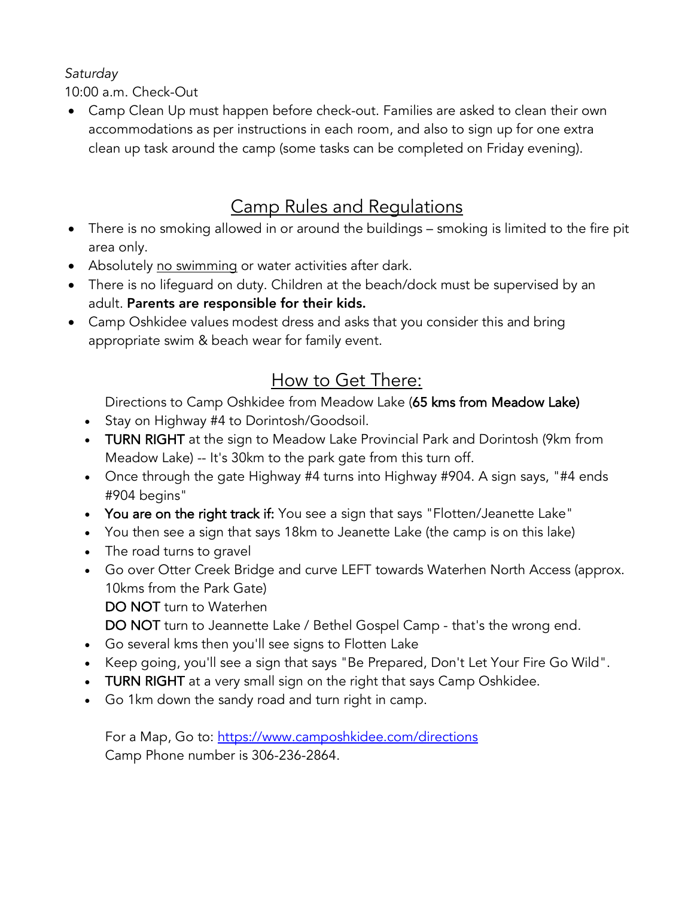*Saturday*

10:00 a.m. Check-Out

- Camp Clean Up must happen before check-out. Families are asked to clean their own accommodations as per instructions in each room, and also to sign up for one extra clean up task around the camp (some tasks can be completed on Friday evening).

## Camp Rules and Regulations

- There is no smoking allowed in or around the buildings – smoking is limited to the fire pit area only.
- Absolutely no swimming or water activities after dark.
- There is no lifeguard on duty. Children at the beach/dock must be supervised by an adult. **Parents are responsible for their kids.**
- Camp Oshkidee values modest dress and asks that you consider this and bring appropriate swim & beach wear for family event.

## How to Get There:

Directions to Camp Oshkidee from Meadow Lake (65 kms from Meadow Lake)

- Stay on Highway #4 to Dorintosh/Goodsoil.
- TURN RIGHT at the sign to Meadow Lake Provincial Park and Dorintosh (9km from Meadow Lake) -- It's 30km to the park gate from this turn off.
- Once through the gate Highway #4 turns into Highway #904. A sign says, "#4 ends #904 begins"
- You are on the right track if: You see a sign that says "Flotten/Jeanette Lake"
- You then see a sign that says 18km to Jeanette Lake (the camp is on this lake)
- The road turns to gravel
- Go over Otter Creek Bridge and curve LEFT towards Waterhen North Access (approx. 10kms from the Park Gate)
  DO NOT turn to Waterhen
  DO NOT turn to Jeannette Lake / Bethel Gospel Camp - that's the wrong end.
- Go several kms then you'll see signs to Flotten Lake
- Keep going, you'll see a sign that says "Be Prepared, Don't Let Your Fire Go Wild".
- TURN RIGHT at a very small sign on the right that says Camp Oshkidee.
- Go 1km down the sandy road and turn right in camp.

For a Map, Go to: https://www.camposhkidee.com/directions
Camp Phone number is 306-236-2864.